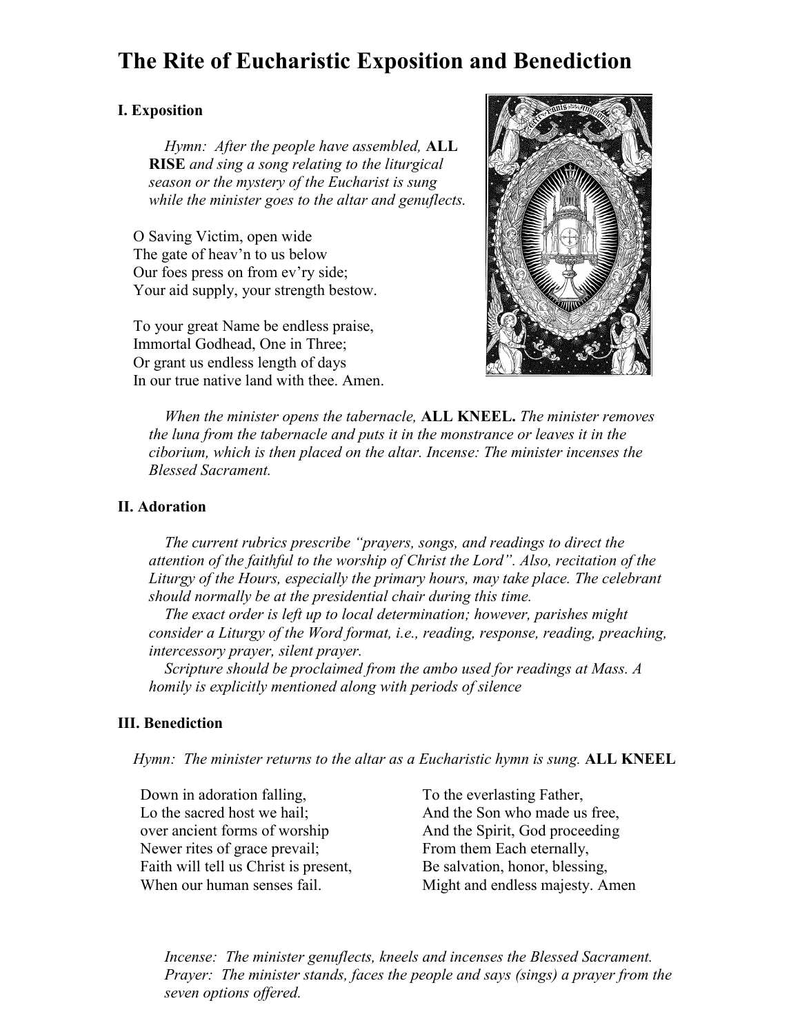# The Rite of Eucharistic Exposition and Benediction

### I. Exposition

*Hymn: After the people have assembled,* **ALL RISE** *and sing a song relating to the liturgical season or the mystery of the Eucharist is sung while the minister goes to the altar and genuflects.*

O Saving Victim, open wide
The gate of heav'n to us below
Our foes press on from ev'ry side;
Your aid supply, your strength bestow.

To your great Name be endless praise,
Immortal Godhead, One in Three;
Or grant us endless length of days
In our true native land with thee. Amen.

*When the minister opens the tabernacle,* **ALL KNEEL.** *The minister removes the luna from the tabernacle and puts it in the monstrance or leaves it in the ciborium, which is then placed on the altar. Incense: The minister incenses the Blessed Sacrament.*

### II. Adoration

*The current rubrics prescribe "prayers, songs, and readings to direct the attention of the faithful to the worship of Christ the Lord". Also, recitation of the Liturgy of the Hours, especially the primary hours, may take place. The celebrant should normally be at the presidential chair during this time.*

*The exact order is left up to local determination; however, parishes might consider a Liturgy of the Word format, i.e., reading, response, reading, preaching, intercessory prayer, silent prayer.*

*Scripture should be proclaimed from the ambo used for readings at Mass. A homily is explicitly mentioned along with periods of silence*

### III. Benediction

*Hymn: The minister returns to the altar as a Eucharistic hymn is sung.* **ALL KNEEL**

Down in adoration falling,
Lo the sacred host we hail;
over ancient forms of worship
Newer rites of grace prevail;
Faith will tell us Christ is present,
When our human senses fail.

To the everlasting Father,
And the Son who made us free,
And the Spirit, God proceeding
From them Each eternally,
Be salvation, honor, blessing,
Might and endless majesty. Amen

*Incense: The minister genuflects, kneels and incenses the Blessed Sacrament.*
*Prayer: The minister stands, faces the people and says (sings) a prayer from the seven options offered.*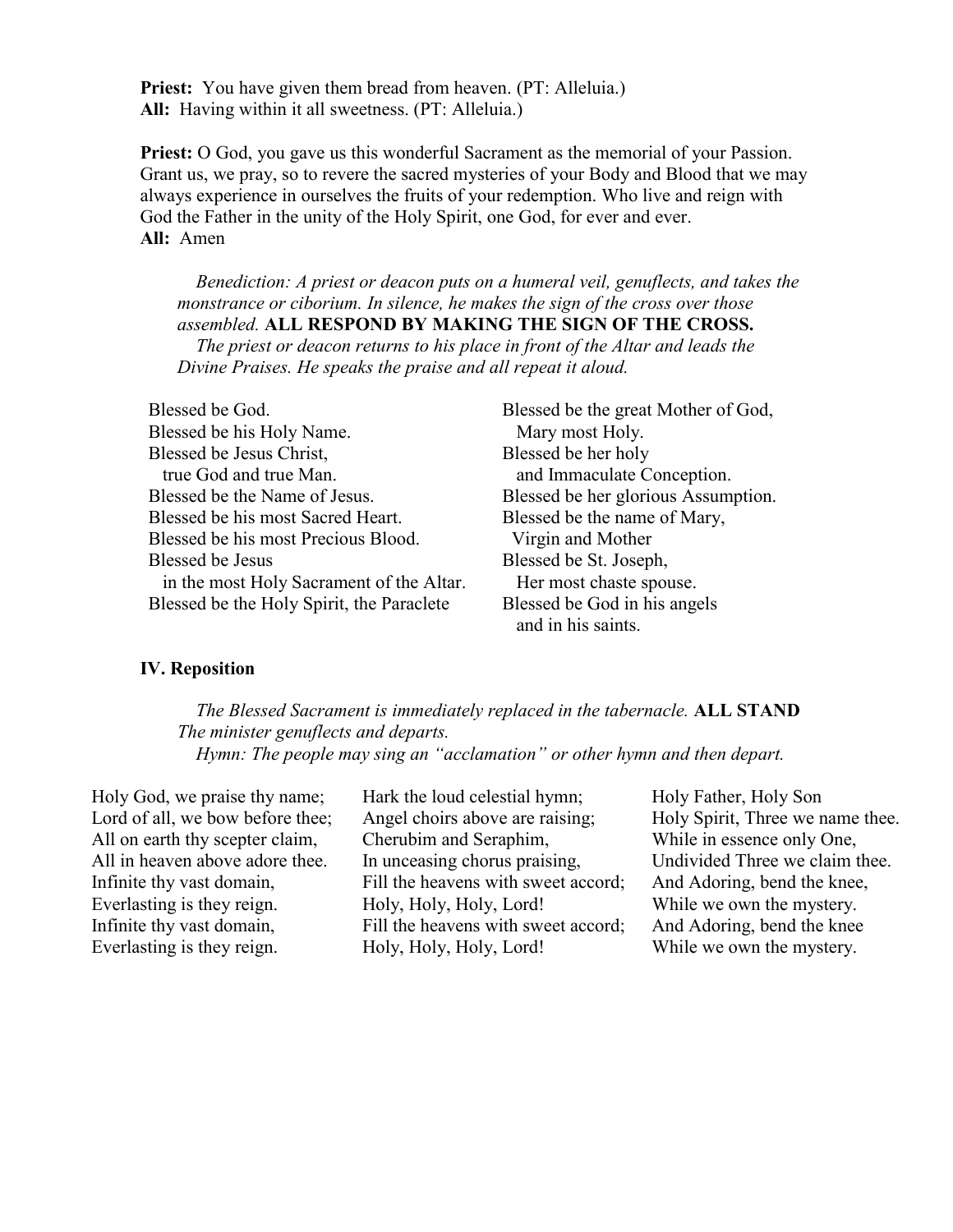**Priest:** You have given them bread from heaven. (PT: Alleluia.)
**All:** Having within it all sweetness. (PT: Alleluia.)

**Priest:** O God, you gave us this wonderful Sacrament as the memorial of your Passion. Grant us, we pray, so to revere the sacred mysteries of your Body and Blood that we may always experience in ourselves the fruits of your redemption. Who live and reign with God the Father in the unity of the Holy Spirit, one God, for ever and ever.
**All:** Amen

*Benediction: A priest or deacon puts on a humeral veil, genuflects, and takes the monstrance or ciborium. In silence, he makes the sign of the cross over those assembled.* **ALL RESPOND BY MAKING THE SIGN OF THE CROSS.**
*The priest or deacon returns to his place in front of the Altar and leads the Divine Praises. He speaks the praise and all repeat it aloud.*

Blessed be God.
Blessed be his Holy Name.
Blessed be Jesus Christ,
true God and true Man.
Blessed be the Name of Jesus.
Blessed be his most Sacred Heart.
Blessed be his most Precious Blood.
Blessed be Jesus
in the most Holy Sacrament of the Altar.
Blessed be the Holy Spirit, the Paraclete
Blessed be the great Mother of God,
Mary most Holy.
Blessed be her holy
and Immaculate Conception.
Blessed be her glorious Assumption.
Blessed be the name of Mary,
Virgin and Mother
Blessed be St. Joseph,
Her most chaste spouse.
Blessed be God in his angels
and in his saints.

### IV. Reposition

*The Blessed Sacrament is immediately replaced in the tabernacle.* **ALL STAND**
*The minister genuflects and departs.*
*Hymn: The people may sing an "acclamation" or other hymn and then depart.*

Holy God, we praise thy name;
Lord of all, we bow before thee;
All on earth thy scepter claim,
All in heaven above adore thee.
Infinite thy vast domain,
Everlasting is they reign.
Infinite thy vast domain,
Everlasting is they reign.

Hark the loud celestial hymn;
Angel choirs above are raising;
Cherubim and Seraphim,
In unceasing chorus praising,
Fill the heavens with sweet accord;
Holy, Holy, Holy, Lord!
Fill the heavens with sweet accord;
Holy, Holy, Holy, Lord!

Holy Father, Holy Son
Holy Spirit, Three we name thee.
While in essence only One,
Undivided Three we claim thee.
And Adoring, bend the knee,
While we own the mystery.
And Adoring, bend the knee
While we own the mystery.